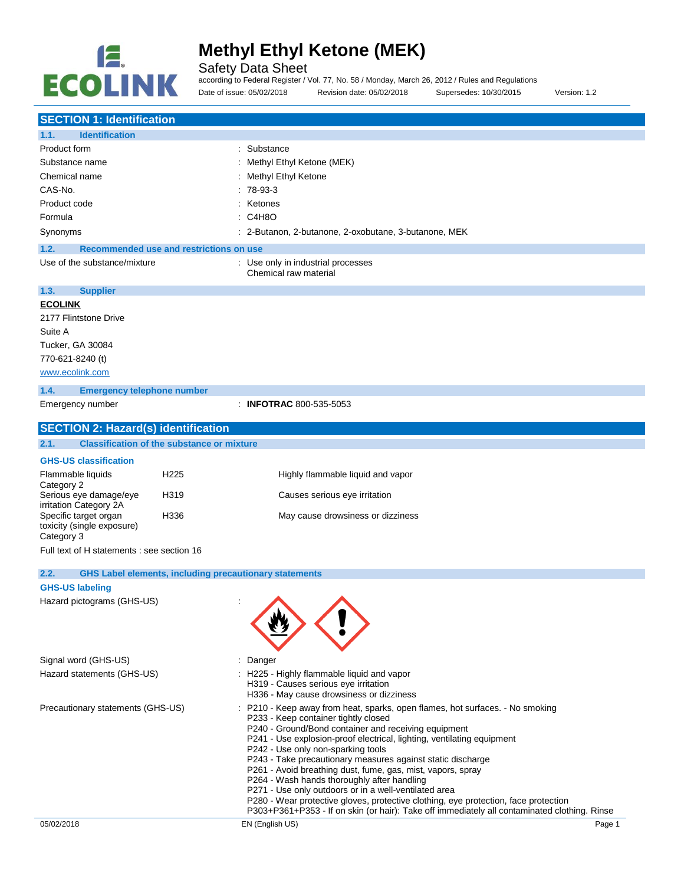# Methyl Ethyl Ketone (MEK)

Safety Data Sheet

according to Federal Register / Vol. 77, No. 58 / Monday, March 26, 2012 / Rules and Regulations

Date of issue: 05/02/2018 Revision date: 05/02/2018 Supersedes: 10/30/2015 Version: 1.2

## SECTION 1: Identification

### 1.1. Identification

| | |
|---|---|
| Product form | : Substance |
| Substance name | : Methyl Ethyl Ketone (MEK) |
| Chemical name | : Methyl Ethyl Ketone |
| CAS-No. | : 78-93-3 |
| Product code | : Ketones |
| Formula | : $C_4H_8O$ |
| Synonyms | : 2-Butanon, 2-butanone, 2-oxobutane, 3-butanone, MEK |

### 1.2. Recommended use and restrictions on use

| | |
|---|---|
| Use of the substance/mixture | : Use only in industrial processes<br>Chemical raw material |

### 1.3. Supplier

**ECOLINK**

2177 Flintstone Drive

Suite A

Tucker, GA 30084

770-621-8240 (t)

www.ecolink.com

### 1.4. Emergency telephone number

| | |
|---|---|
| Emergency number | : **INFOTRAC** 800-535-5053 |

## SECTION 2: Hazard(s) identification

### 2.1. Classification of the substance or mixture

**GHS-US classification**

| | | |
|---|---|---|
| Flammable liquids Category 2 | H225 | Highly flammable liquid and vapor |
| Serious eye damage/eye irritation Category 2A | H319 | Causes serious eye irritation |
| Specific target organ toxicity (single exposure) Category 3 | H336 | May cause drowsiness or dizziness |

Full text of H statements : see section 16

### 2.2. GHS Label elements, including precautionary statements

**GHS-US labeling**

Hazard pictograms (GHS-US) :

Signal word (GHS-US) : Danger

Hazard statements (GHS-US) :
- H225 - Highly flammable liquid and vapor
- H319 - Causes serious eye irritation
- H336 - May cause drowsiness or dizziness

Precautionary statements (GHS-US) :
- P210 - Keep away from heat, sparks, open flames, hot surfaces. - No smoking
- P233 - Keep container tightly closed
- P240 - Ground/Bond container and receiving equipment
- P241 - Use explosion-proof electrical, lighting, ventilating equipment
- P242 - Use only non-sparking tools
- P243 - Take precautionary measures against static discharge
- P261 - Avoid breathing dust, fume, gas, mist, vapors, spray
- P264 - Wash hands thoroughly after handling
- P271 - Use only outdoors or in a well-ventilated area
- P280 - Wear protective gloves, protective clothing, eye protection, face protection
- P303+P361+P353 - If on skin (or hair): Take off immediately all contaminated clothing. Rinse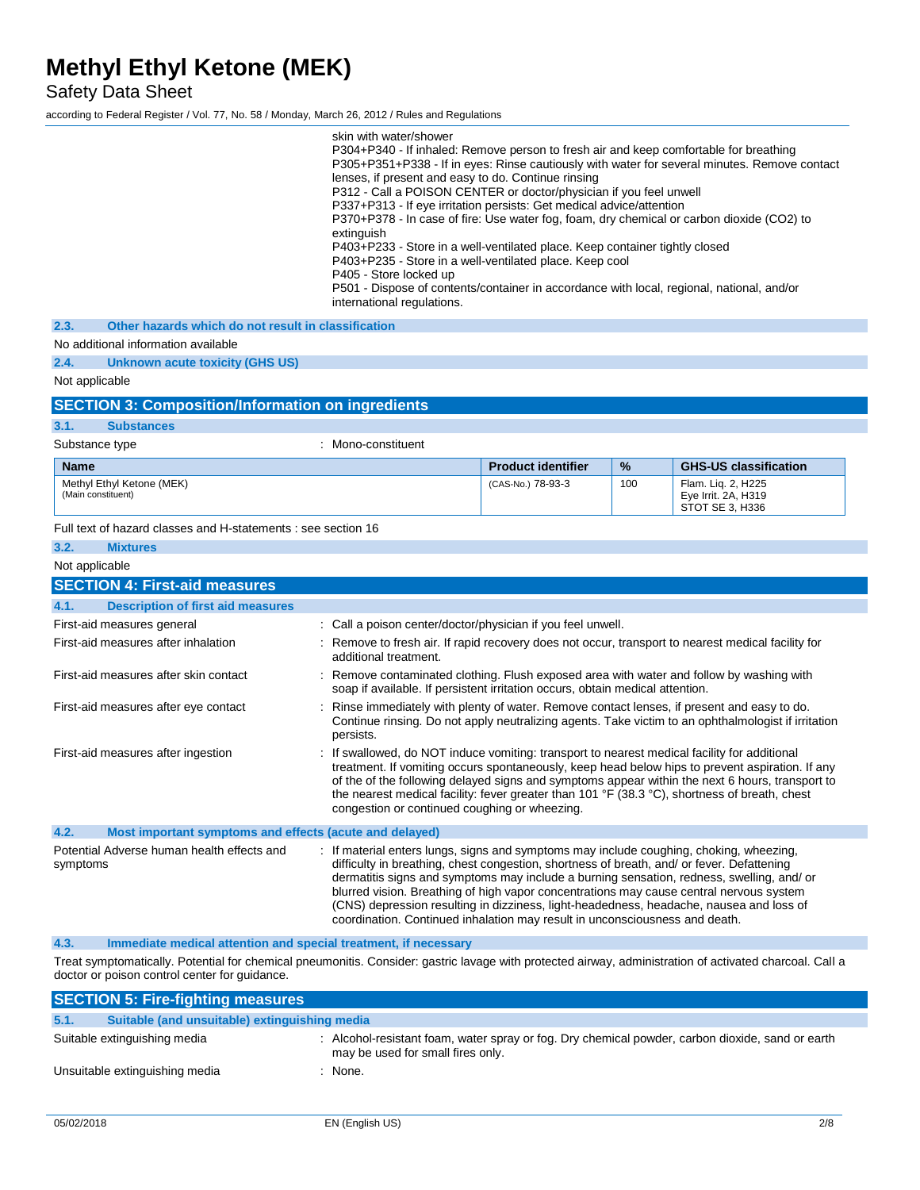skin with water/shower
P304+P340 - If inhaled: Remove person to fresh air and keep comfortable for breathing
P305+P351+P338 - If in eyes: Rinse cautiously with water for several minutes. Remove contact lenses, if present and easy to do. Continue rinsing
P312 - Call a POISON CENTER or doctor/physician if you feel unwell
P337+P313 - If eye irritation persists: Get medical advice/attention
P370+P378 - In case of fire: Use water fog, foam, dry chemical or carbon dioxide (CO2) to extinguish
P403+P233 - Store in a well-ventilated place. Keep container tightly closed
P403+P235 - Store in a well-ventilated place. Keep cool
P405 - Store locked up
P501 - Dispose of contents/container in accordance with local, regional, national, and/or international regulations.

### 2.3. Other hazards which do not result in classification

No additional information available

### 2.4. Unknown acute toxicity (GHS US)

Not applicable

## SECTION 3: Composition/Information on ingredients

### 3.1. Substances

Substance type : Mono-constituent

| Name | Product identifier | % | GHS-US classification |
|---|---|---|---|
| Methyl Ethyl Ketone (MEK) (Main constituent) | (CAS-No.) 78-93-3 | 100 | Flam. Liq. 2, H225 Eye Irrit. 2A, H319 STOT SE 3, H336 |

Full text of hazard classes and H-statements : see section 16

### 3.2. Mixtures

Not applicable

## SECTION 4: First-aid measures

### 4.1. Description of first aid measures

First-aid measures general : Call a poison center/doctor/physician if you feel unwell.

First-aid measures after inhalation : Remove to fresh air. If rapid recovery does not occur, transport to nearest medical facility for additional treatment.

First-aid measures after skin contact : Remove contaminated clothing. Flush exposed area with water and follow by washing with soap if available. If persistent irritation occurs, obtain medical attention.

First-aid measures after eye contact : Rinse immediately with plenty of water. Remove contact lenses, if present and easy to do. Continue rinsing. Do not apply neutralizing agents. Take victim to an ophthalmologist if irritation persists.

First-aid measures after ingestion : If swallowed, do NOT induce vomiting: transport to nearest medical facility for additional treatment. If vomiting occurs spontaneously, keep head below hips to prevent aspiration. If any of the of the following delayed signs and symptoms appear within the next 6 hours, transport to the nearest medical facility: fever greater than 101 °F (38.3 °C), shortness of breath, chest congestion or continued coughing or wheezing.

### 4.2. Most important symptoms and effects (acute and delayed)

Potential Adverse human health effects and symptoms : If material enters lungs, signs and symptoms may include coughing, choking, wheezing, difficulty in breathing, chest congestion, shortness of breath, and/ or fever. Defattening dermatitis signs and symptoms may include a burning sensation, redness, swelling, and/ or blurred vision. Breathing of high vapor concentrations may cause central nervous system (CNS) depression resulting in dizziness, light-headedness, headache, nausea and loss of coordination. Continued inhalation may result in unconsciousness and death.

### 4.3. Immediate medical attention and special treatment, if necessary

Treat symptomatically. Potential for chemical pneumonitis. Consider: gastric lavage with protected airway, administration of activated charcoal. Call a doctor or poison control center for guidance.

## SECTION 5: Fire-fighting measures

### 5.1. Suitable (and unsuitable) extinguishing media

Suitable extinguishing media : Alcohol-resistant foam, water spray or fog. Dry chemical powder, carbon dioxide, sand or earth may be used for small fires only.

Unsuitable extinguishing media : None.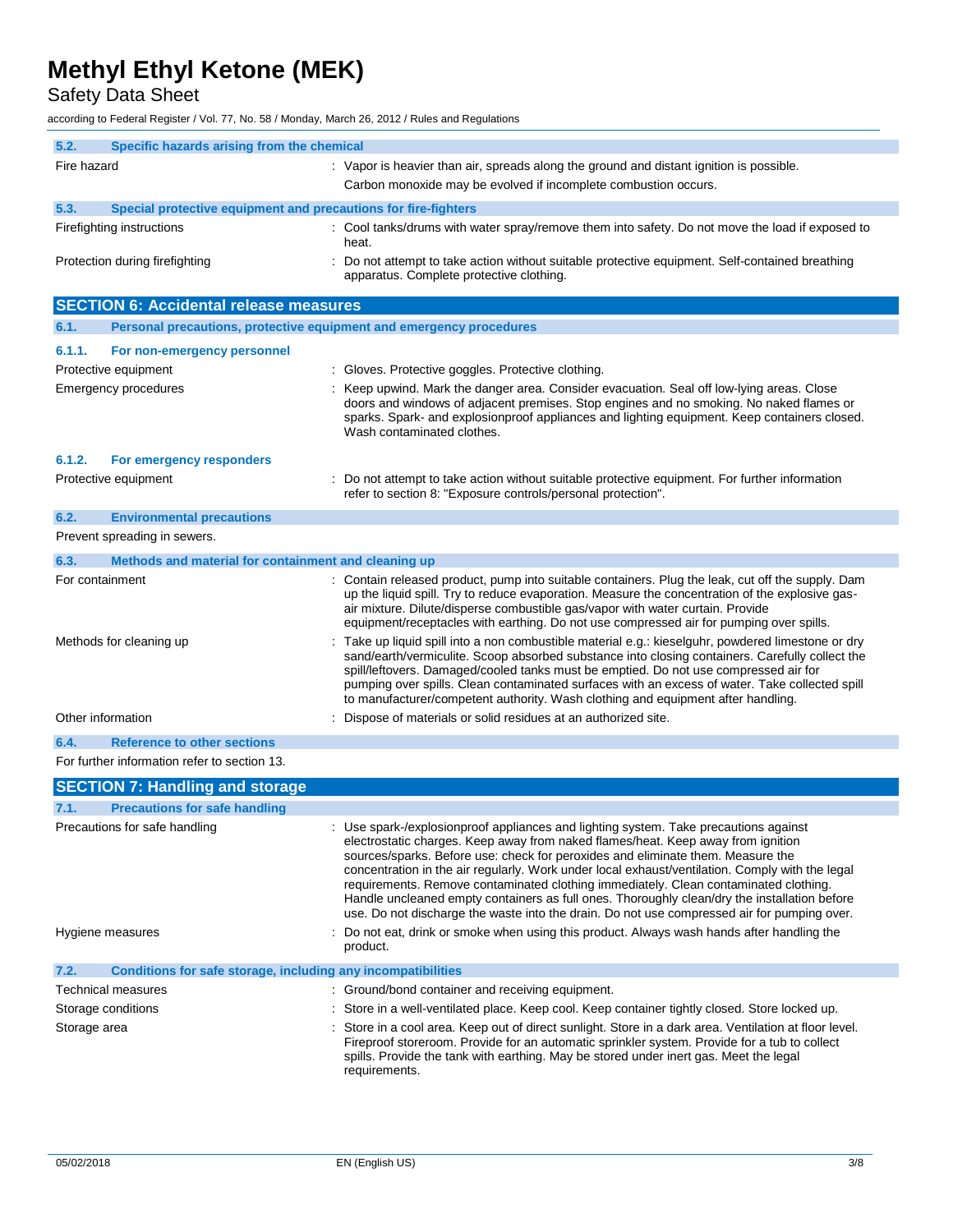### 5.2. Specific hazards arising from the chemical

| | |
|---|---|
| Fire hazard | : Vapor is heavier than air, spreads along the ground and distant ignition is possible. Carbon monoxide may be evolved if incomplete combustion occurs. |

### 5.3. Special protective equipment and precautions for fire-fighters

| | |
|---|---|
| Firefighting instructions | : Cool tanks/drums with water spray/remove them into safety. Do not move the load if exposed to heat. |
| Protection during firefighting | : Do not attempt to take action without suitable protective equipment. Self-contained breathing apparatus. Complete protective clothing. |

## SECTION 6: Accidental release measures

### 6.1. Personal precautions, protective equipment and emergency procedures

#### 6.1.1. For non-emergency personnel

| | |
|---|---|
| Protective equipment | : Gloves. Protective goggles. Protective clothing. |
| Emergency procedures | : Keep upwind. Mark the danger area. Consider evacuation. Seal off low-lying areas. Close doors and windows of adjacent premises. Stop engines and no smoking. No naked flames or sparks. Spark- and explosionproof appliances and lighting equipment. Keep containers closed. Wash contaminated clothes. |

#### 6.1.2. For emergency responders

| | |
|---|---|
| Protective equipment | : Do not attempt to take action without suitable protective equipment. For further information refer to section 8: "Exposure controls/personal protection". |

### 6.2. Environmental precautions

Prevent spreading in sewers.

### 6.3. Methods and material for containment and cleaning up

| | |
|---|---|
| For containment | : Contain released product, pump into suitable containers. Plug the leak, cut off the supply. Dam up the liquid spill. Try to reduce evaporation. Measure the concentration of the explosive gas-air mixture. Dilute/disperse combustible gas/vapor with water curtain. Provide equipment/receptacles with earthing. Do not use compressed air for pumping over spills. |
| Methods for cleaning up | : Take up liquid spill into a non combustible material e.g.: kieselguhr, powdered limestone or dry sand/earth/vermiculite. Scoop absorbed substance into closing containers. Carefully collect the spill/leftovers. Damaged/cooled tanks must be emptied. Do not use compressed air for pumping over spills. Clean contaminated surfaces with an excess of water. Take collected spill to manufacturer/competent authority. Wash clothing and equipment after handling. |
| Other information | : Dispose of materials or solid residues at an authorized site. |

### 6.4. Reference to other sections

For further information refer to section 13.

## SECTION 7: Handling and storage

### 7.1. Precautions for safe handling

| | |
|---|---|
| Precautions for safe handling | : Use spark-/explosionproof appliances and lighting system. Take precautions against electrostatic charges. Keep away from naked flames/heat. Keep away from ignition sources/sparks. Before use: check for peroxides and eliminate them. Measure the concentration in the air regularly. Work under local exhaust/ventilation. Comply with the legal requirements. Remove contaminated clothing immediately. Clean contaminated clothing. Handle uncleaned empty containers as full ones. Thoroughly clean/dry the installation before use. Do not discharge the waste into the drain. Do not use compressed air for pumping over. |
| Hygiene measures | : Do not eat, drink or smoke when using this product. Always wash hands after handling the product. |

### 7.2. Conditions for safe storage, including any incompatibilities

| | |
|---|---|
| Technical measures | : Ground/bond container and receiving equipment. |
| Storage conditions | : Store in a well-ventilated place. Keep cool. Keep container tightly closed. Store locked up. |
| Storage area | : Store in a cool area. Keep out of direct sunlight. Store in a dark area. Ventilation at floor level. Fireproof storeroom. Provide for an automatic sprinkler system. Provide for a tub to collect spills. Provide the tank with earthing. May be stored under inert gas. Meet the legal requirements. |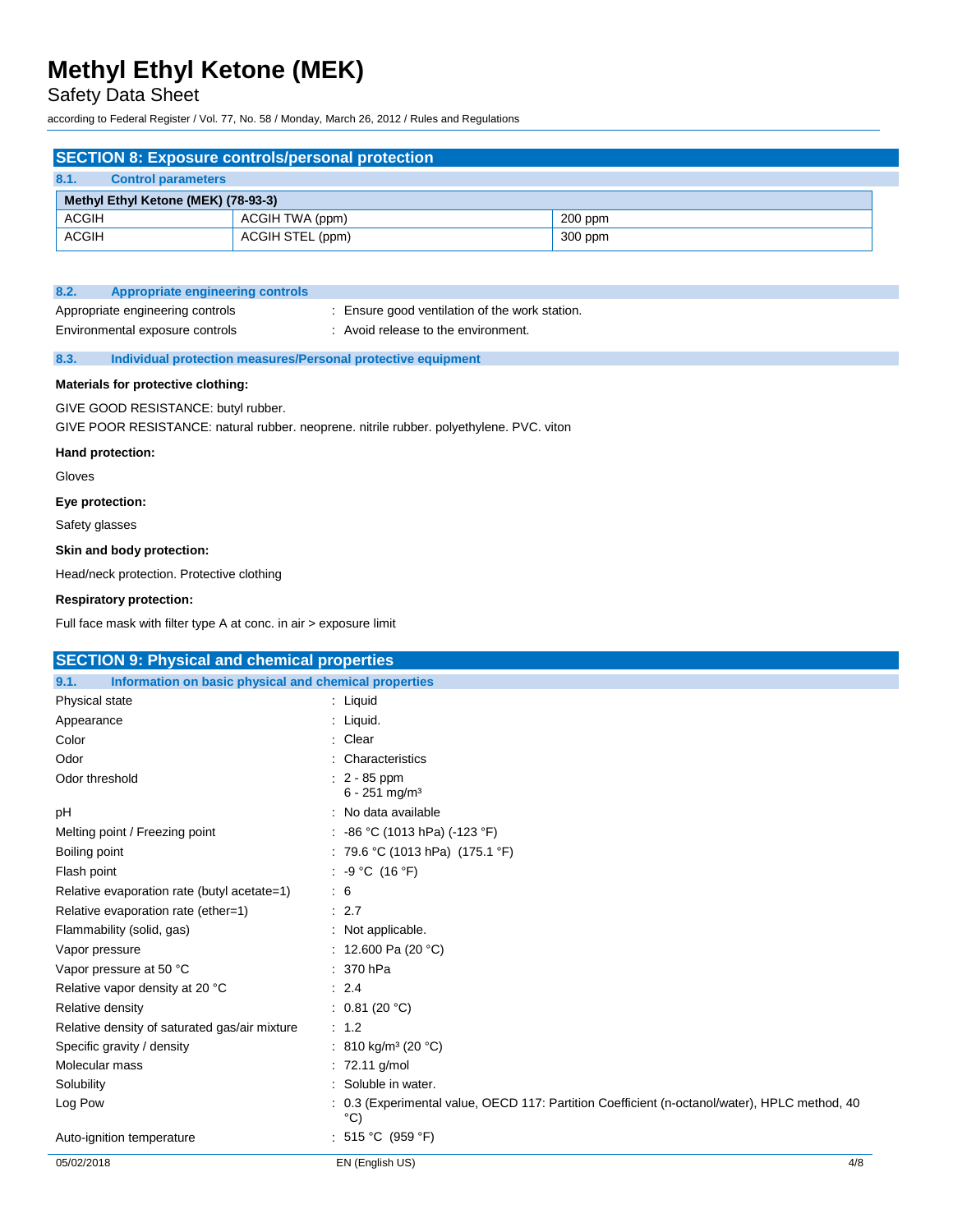## SECTION 8: Exposure controls/personal protection

### 8.1. Control parameters

| Methyl Ethyl Ketone (MEK) (78-93-3) | | |
|---|---|---|
| ACGIH | ACGIH TWA (ppm) | 200 ppm |
| ACGIH | ACGIH STEL (ppm) | 300 ppm |

### 8.2. Appropriate engineering controls

Appropriate engineering controls : Ensure good ventilation of the work station.

Environmental exposure controls : Avoid release to the environment.

### 8.3. Individual protection measures/Personal protective equipment

**Materials for protective clothing:**

GIVE GOOD RESISTANCE: butyl rubber.
GIVE POOR RESISTANCE: natural rubber. neoprene. nitrile rubber. polyethylene. PVC. viton

**Hand protection:**

Gloves

**Eye protection:**

Safety glasses

**Skin and body protection:**

Head/neck protection. Protective clothing

**Respiratory protection:**

Full face mask with filter type A at conc. in air > exposure limit

## SECTION 9: Physical and chemical properties

### 9.1. Information on basic physical and chemical properties

Physical state : Liquid

Appearance : Liquid.

Color : Clear

Odor : Characteristics

Odor threshold : 2 - 85 ppm
6 - 251 mg/m³

pH : No data available

Melting point / Freezing point : -86 °C (1013 hPa) (-123 °F)

Boiling point : 79.6 °C (1013 hPa) (175.1 °F)

Flash point : -9 °C (16 °F)

Relative evaporation rate (butyl acetate=1) : 6

Relative evaporation rate (ether=1) : 2.7

Flammability (solid, gas) : Not applicable.

Vapor pressure : 12.600 Pa (20 °C)

Vapor pressure at 50 °C : 370 hPa

Relative vapor density at 20 °C : 2.4

Relative density : 0.81 (20 °C)

Relative density of saturated gas/air mixture : 1.2

Specific gravity / density : 810 kg/m³ (20 °C)

Molecular mass : 72.11 g/mol

Solubility : Soluble in water.

Log Pow : 0.3 (Experimental value, OECD 117: Partition Coefficient (n-octanol/water), HPLC method, 40 °C)

Auto-ignition temperature : 515 °C (959 °F)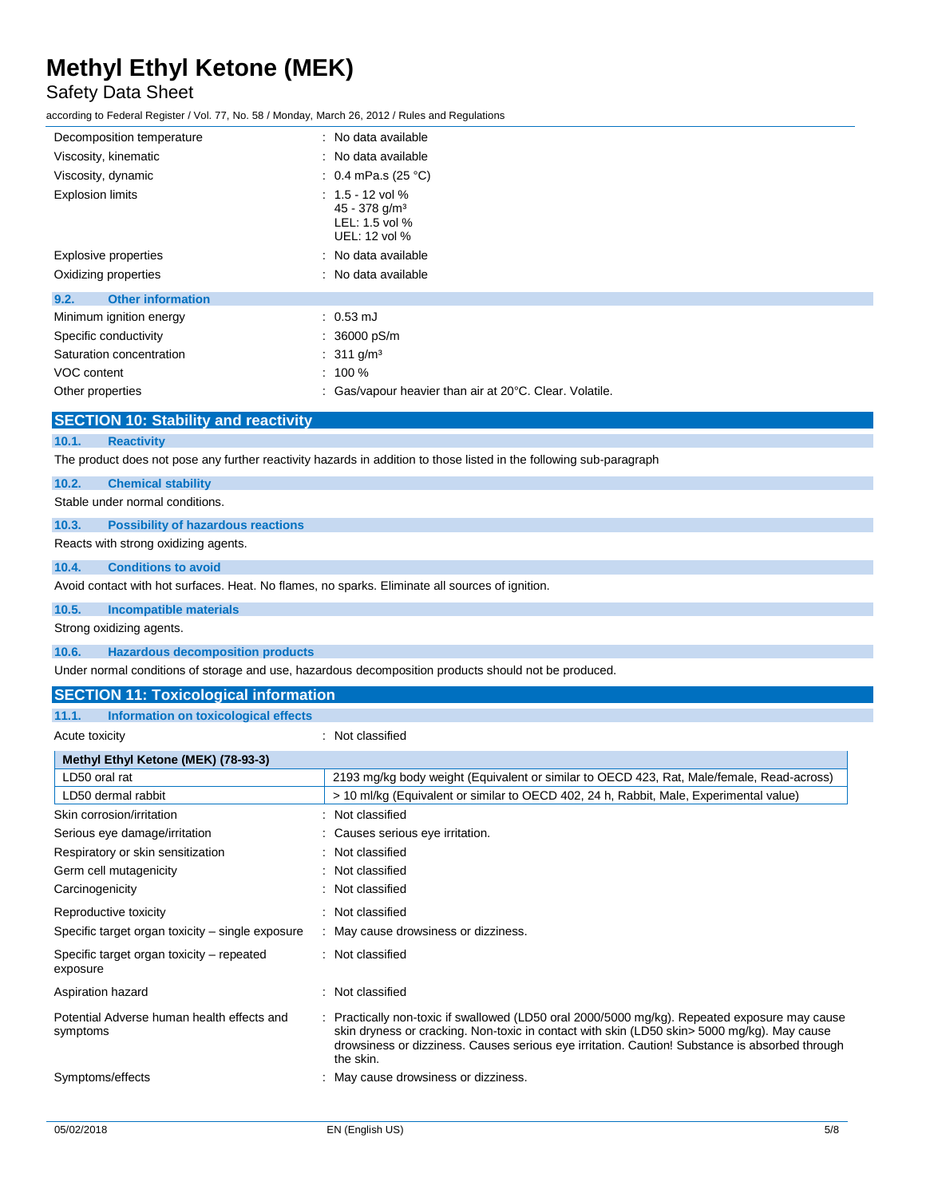| | |
|---|---|
| Decomposition temperature | : No data available |
| Viscosity, kinematic | : No data available |
| Viscosity, dynamic | : 0.4 mPa.s (25 °C) |
| Explosion limits | : 1.5 - 12 vol %<br>45 - 378 g/m³<br>LEL: 1.5 vol %<br>UEL: 12 vol % |
| Explosive properties | : No data available |
| Oxidizing properties | : No data available |

### 9.2. Other information

| | |
|---|---|
| Minimum ignition energy | : 0.53 mJ |
| Specific conductivity | : 36000 pS/m |
| Saturation concentration | : 311 g/m³ |
| VOC content | : 100 % |
| Other properties | : Gas/vapour heavier than air at 20°C. Clear. Volatile. |

## SECTION 10: Stability and reactivity

### 10.1. Reactivity

The product does not pose any further reactivity hazards in addition to those listed in the following sub-paragraph

### 10.2. Chemical stability

Stable under normal conditions.

### 10.3. Possibility of hazardous reactions

Reacts with strong oxidizing agents.

### 10.4. Conditions to avoid

Avoid contact with hot surfaces. Heat. No flames, no sparks. Eliminate all sources of ignition.

### 10.5. Incompatible materials

Strong oxidizing agents.

### 10.6. Hazardous decomposition products

Under normal conditions of storage and use, hazardous decomposition products should not be produced.

## SECTION 11: Toxicological information

### 11.1. Information on toxicological effects

Acute toxicity : Not classified

| Methyl Ethyl Ketone (MEK) (78-93-3) | |
|---|---|
| LD50 oral rat | 2193 mg/kg body weight (Equivalent or similar to OECD 423, Rat, Male/female, Read-across) |
| LD50 dermal rabbit | > 10 ml/kg (Equivalent or similar to OECD 402, 24 h, Rabbit, Male, Experimental value) |

| | |
|---|---|
| Skin corrosion/irritation | : Not classified |
| Serious eye damage/irritation | : Causes serious eye irritation. |
| Respiratory or skin sensitization | : Not classified |
| Germ cell mutagenicity | : Not classified |
| Carcinogenicity | : Not classified |
| Reproductive toxicity | : Not classified |
| Specific target organ toxicity – single exposure | : May cause drowsiness or dizziness. |
| Specific target organ toxicity – repeated exposure | : Not classified |
| Aspiration hazard | : Not classified |
| Potential Adverse human health effects and symptoms | : Practically non-toxic if swallowed (LD50 oral 2000/5000 mg/kg). Repeated exposure may cause skin dryness or cracking. Non-toxic in contact with skin (LD50 skin> 5000 mg/kg). May cause drowsiness or dizziness. Causes serious eye irritation. Caution! Substance is absorbed through the skin. |
| Symptoms/effects | : May cause drowsiness or dizziness. |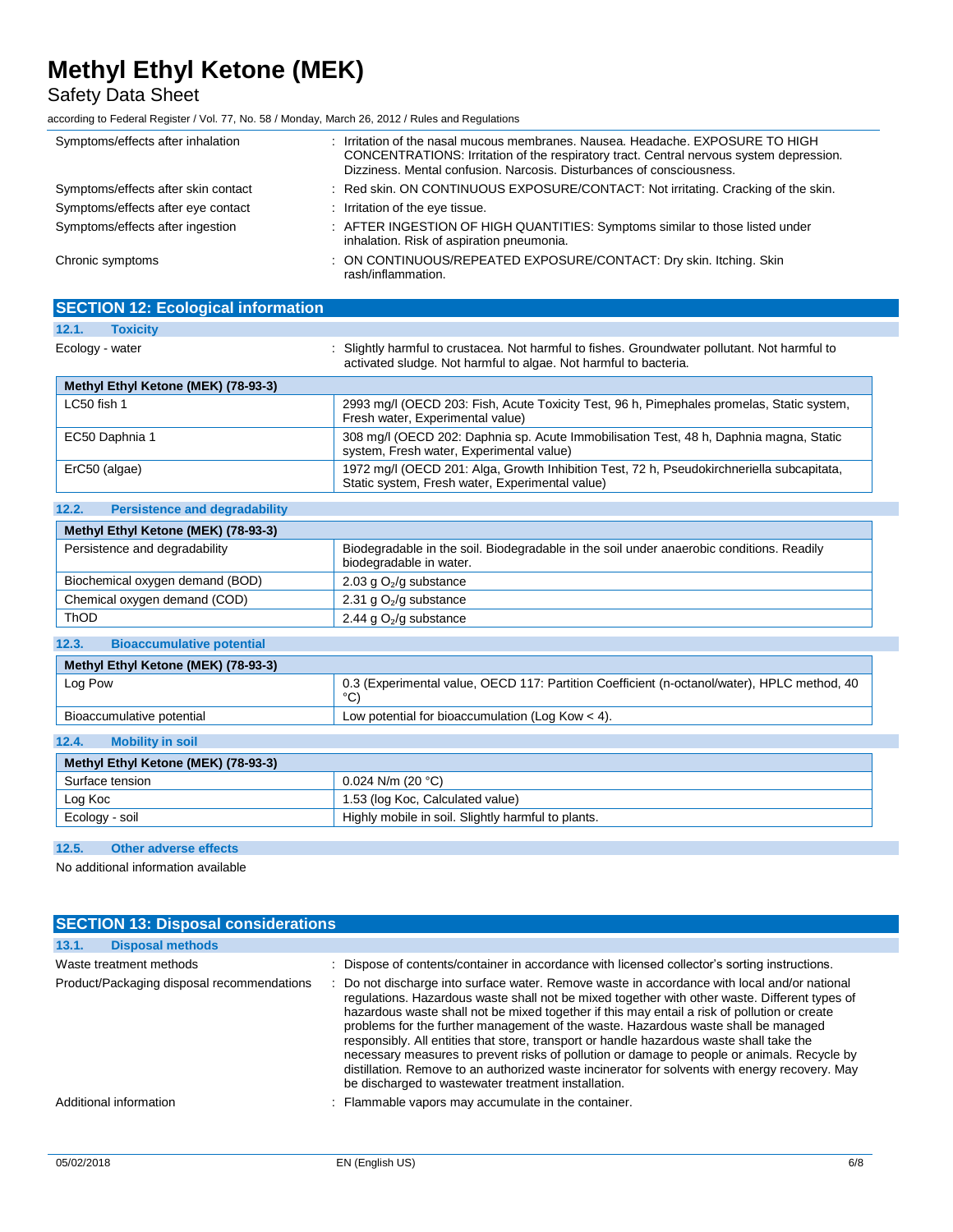| | |
|---|---|
| Symptoms/effects after inhalation | : Irritation of the nasal mucous membranes. Nausea. Headache. EXPOSURE TO HIGH CONCENTRATIONS: Irritation of the respiratory tract. Central nervous system depression. Dizziness. Mental confusion. Narcosis. Disturbances of consciousness. |
| Symptoms/effects after skin contact | : Red skin. ON CONTINUOUS EXPOSURE/CONTACT: Not irritating. Cracking of the skin. |
| Symptoms/effects after eye contact | : Irritation of the eye tissue. |
| Symptoms/effects after ingestion | : AFTER INGESTION OF HIGH QUANTITIES: Symptoms similar to those listed under inhalation. Risk of aspiration pneumonia. |
| Chronic symptoms | : ON CONTINUOUS/REPEATED EXPOSURE/CONTACT: Dry skin. Itching. Skin rash/inflammation. |

## SECTION 12: Ecological information

### 12.1. Toxicity

Ecology - water : Slightly harmful to crustacea. Not harmful to fishes. Groundwater pollutant. Not harmful to activated sludge. Not harmful to algae. Not harmful to bacteria.

| Methyl Ethyl Ketone (MEK) (78-93-3) | |
|---|---|
| LC50 fish 1 | 2993 mg/l (OECD 203: Fish, Acute Toxicity Test, 96 h, Pimephales promelas, Static system, Fresh water, Experimental value) |
| EC50 Daphnia 1 | 308 mg/l (OECD 202: Daphnia sp. Acute Immobilisation Test, 48 h, Daphnia magna, Static system, Fresh water, Experimental value) |
| ErC50 (algae) | 1972 mg/l (OECD 201: Alga, Growth Inhibition Test, 72 h, Pseudokirchneriella subcapitata, Static system, Fresh water, Experimental value) |

### 12.2. Persistence and degradability

| Methyl Ethyl Ketone (MEK) (78-93-3) | |
|---|---|
| Persistence and degradability | Biodegradable in the soil. Biodegradable in the soil under anaerobic conditions. Readily biodegradable in water. |
| Biochemical oxygen demand (BOD) | 2.03 g $O_2$/g substance |
| Chemical oxygen demand (COD) | 2.31 g $O_2$/g substance |
| ThOD | 2.44 g $O_2$/g substance |

### 12.3. Bioaccumulative potential

| Methyl Ethyl Ketone (MEK) (78-93-3) | |
|---|---|
| Log Pow | 0.3 (Experimental value, OECD 117: Partition Coefficient (n-octanol/water), HPLC method, 40 °C) |
| Bioaccumulative potential | Low potential for bioaccumulation (Log Kow < 4). |

### 12.4. Mobility in soil

| Methyl Ethyl Ketone (MEK) (78-93-3) | |
|---|---|
| Surface tension | 0.024 N/m (20 °C) |
| Log Koc | 1.53 (log Koc, Calculated value) |
| Ecology - soil | Highly mobile in soil. Slightly harmful to plants. |

### 12.5. Other adverse effects

No additional information available

## SECTION 13: Disposal considerations

### 13.1. Disposal methods

| | |
|---|---|
| Waste treatment methods | : Dispose of contents/container in accordance with licensed collector's sorting instructions. |
| Product/Packaging disposal recommendations | : Do not discharge into surface water. Remove waste in accordance with local and/or national regulations. Hazardous waste shall not be mixed together with other waste. Different types of hazardous waste shall not be mixed together if this may entail a risk of pollution or create problems for the further management of the waste. Hazardous waste shall be managed responsibly. All entities that store, transport or handle hazardous waste shall take the necessary measures to prevent risks of pollution or damage to people or animals. Recycle by distillation. Remove to an authorized waste incinerator for solvents with energy recovery. May be discharged to wastewater treatment installation. |
| Additional information | : Flammable vapors may accumulate in the container. |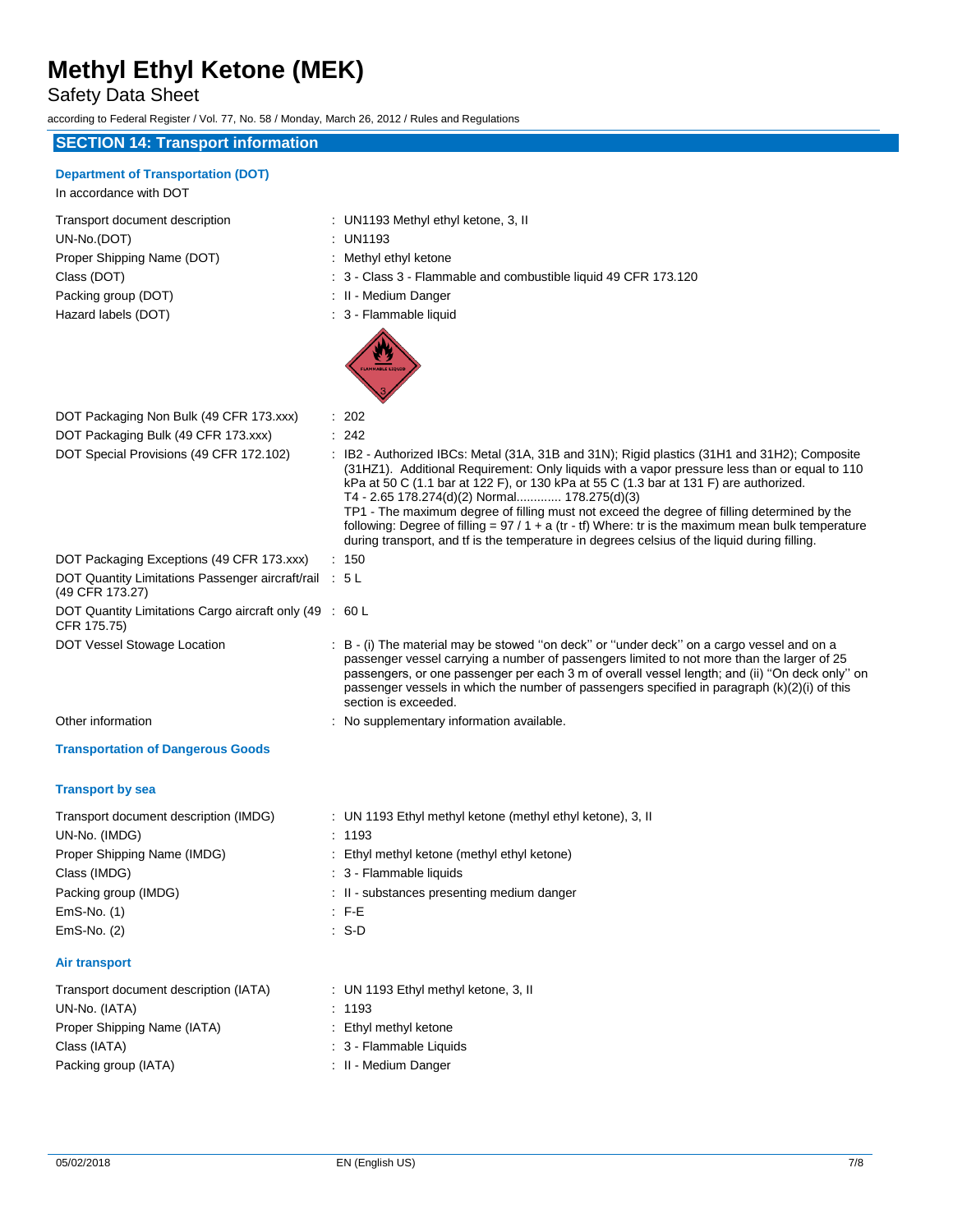## SECTION 14: Transport information

### Department of Transportation (DOT)

In accordance with DOT

| | |
|---|---|
| Transport document description | : UN1193 Methyl ethyl ketone, 3, II |
| UN-No.(DOT) | : UN1193 |
| Proper Shipping Name (DOT) | : Methyl ethyl ketone |
| Class (DOT) | : 3 - Class 3 - Flammable and combustible liquid 49 CFR 173.120 |
| Packing group (DOT) | : II - Medium Danger |
| Hazard labels (DOT) | : 3 - Flammable liquid |
| DOT Packaging Non Bulk (49 CFR 173.xxx) | : 202 |
| DOT Packaging Bulk (49 CFR 173.xxx) | : 242 |
| DOT Special Provisions (49 CFR 172.102) | : IB2 - Authorized IBCs: Metal (31A, 31B and 31N); Rigid plastics (31H1 and 31H2); Composite (31HZ1). Additional Requirement: Only liquids with a vapor pressure less than or equal to 110 kPa at 50 C (1.1 bar at 122 F), or 130 kPa at 55 C (1.3 bar at 131 F) are authorized.<br>T4 - 2.65 178.274(d)(2) Normal............ 178.275(d)(3)<br>TP1 - The maximum degree of filling must not exceed the degree of filling determined by the following: Degree of filling = 97 / 1 + a (tr - tf) Where: tr is the maximum mean bulk temperature during transport, and tf is the temperature in degrees celsius of the liquid during filling. |
| DOT Packaging Exceptions (49 CFR 173.xxx) | : 150 |
| DOT Quantity Limitations Passenger aircraft/rail (49 CFR 173.27) | : 5 L |
| DOT Quantity Limitations Cargo aircraft only (49 CFR 175.75) | : 60 L |
| DOT Vessel Stowage Location | : B - (i) The material may be stowed ''on deck'' or ''under deck'' on a cargo vessel and on a passenger vessel carrying a number of passengers limited to not more than the larger of 25 passengers, or one passenger per each 3 m of overall vessel length; and (ii) ''On deck only'' on passenger vessels in which the number of passengers specified in paragraph (k)(2)(i) of this section is exceeded. |
| Other information | : No supplementary information available. |

### Transportation of Dangerous Goods

#### Transport by sea

| | |
|---|---|
| Transport document description (IMDG) | : UN 1193 Ethyl methyl ketone (methyl ethyl ketone), 3, II |
| UN-No. (IMDG) | : 1193 |
| Proper Shipping Name (IMDG) | : Ethyl methyl ketone (methyl ethyl ketone) |
| Class (IMDG) | : 3 - Flammable liquids |
| Packing group (IMDG) | : II - substances presenting medium danger |
| EmS-No. (1) | : F-E |
| EmS-No. (2) | : S-D |

#### Air transport

| | |
|---|---|
| Transport document description (IATA) | : UN 1193 Ethyl methyl ketone, 3, II |
| UN-No. (IATA) | : 1193 |
| Proper Shipping Name (IATA) | : Ethyl methyl ketone |
| Class (IATA) | : 3 - Flammable Liquids |
| Packing group (IATA) | : II - Medium Danger |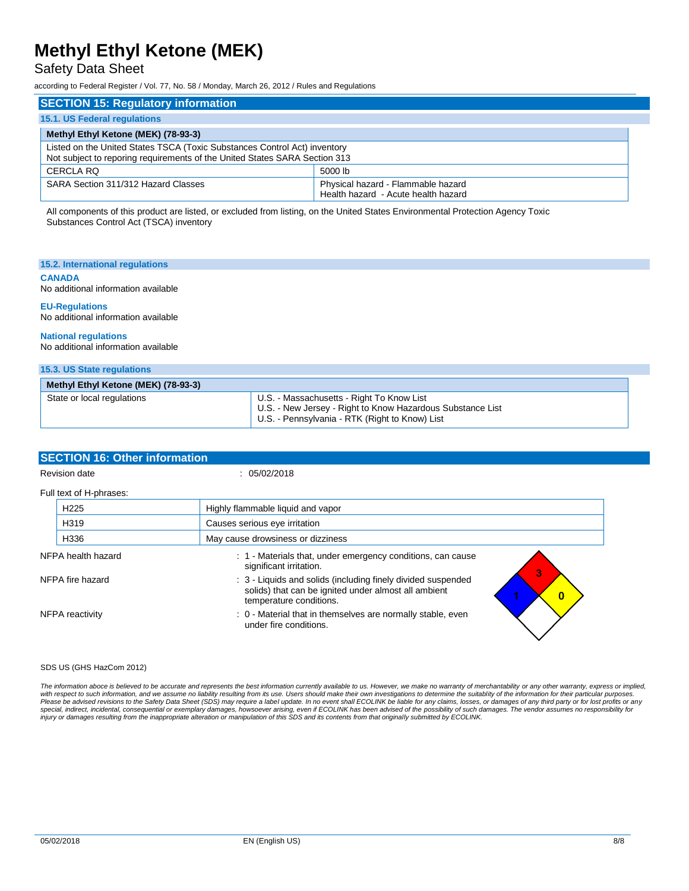## SECTION 15: Regulatory information

### 15.1. US Federal regulations

| Methyl Ethyl Ketone (MEK) (78-93-3) | |
|---|---|
| Listed on the United States TSCA (Toxic Substances Control Act) inventory<br>Not subject to reporing requirements of the United States SARA Section 313 | |
| CERCLA RQ | 5000 lb |
| SARA Section 311/312 Hazard Classes | Physical hazard - Flammable hazard<br>Health hazard - Acute health hazard |

All components of this product are listed, or excluded from listing, on the United States Environmental Protection Agency Toxic Substances Control Act (TSCA) inventory

### 15.2. International regulations

**CANADA**

No additional information available

**EU-Regulations**

No additional information available

**National regulations**

No additional information available

### 15.3. US State regulations

| Methyl Ethyl Ketone (MEK) (78-93-3) | |
|---|---|
| State or local regulations | U.S. - Massachusetts - Right To Know List<br>U.S. - New Jersey - Right to Know Hazardous Substance List<br>U.S. - Pennsylvania - RTK (Right to Know) List |

## SECTION 16: Other information

Revision date : 05/02/2018

Full text of H-phrases:

| | |
|---|---|
| H225 | Highly flammable liquid and vapor |
| H319 | Causes serious eye irritation |
| H336 | May cause drowsiness or dizziness |

NFPA health hazard : 1 - Materials that, under emergency conditions, can cause significant irritation.

NFPA fire hazard : 3 - Liquids and solids (including finely divided suspended solids) that can be ignited under almost all ambient temperature conditions.

NFPA reactivity : 0 - Material that in themselves are normally stable, even under fire conditions.

3
1
0

SDS US (GHS HazCom 2012)

*The information aboce is believed to be accurate and represents the best information currently available to us. However, we make no warranty of merchantability or any other warranty, express or implied, with respect to such information, and we assume no liability resulting from its use. Users should make their own investigations to determine the suitablity of the information for their particular purposes. Please be advised revisions to the Safety Data Sheet (SDS) may require a label update. In no event shall ECOLINK be liable for any claims, losses, or damages of any third party or for lost profits or any special, indirect, incidental, consequential or exemplary damages, howsoever arising, even if ECOLINK has been advised of the possibility of such damages. The vendor assumes no responsibility for injury or damages resulting from the inappropriate alteration or manipulation of this SDS and its contents from that originally submitted by ECOLINK.*